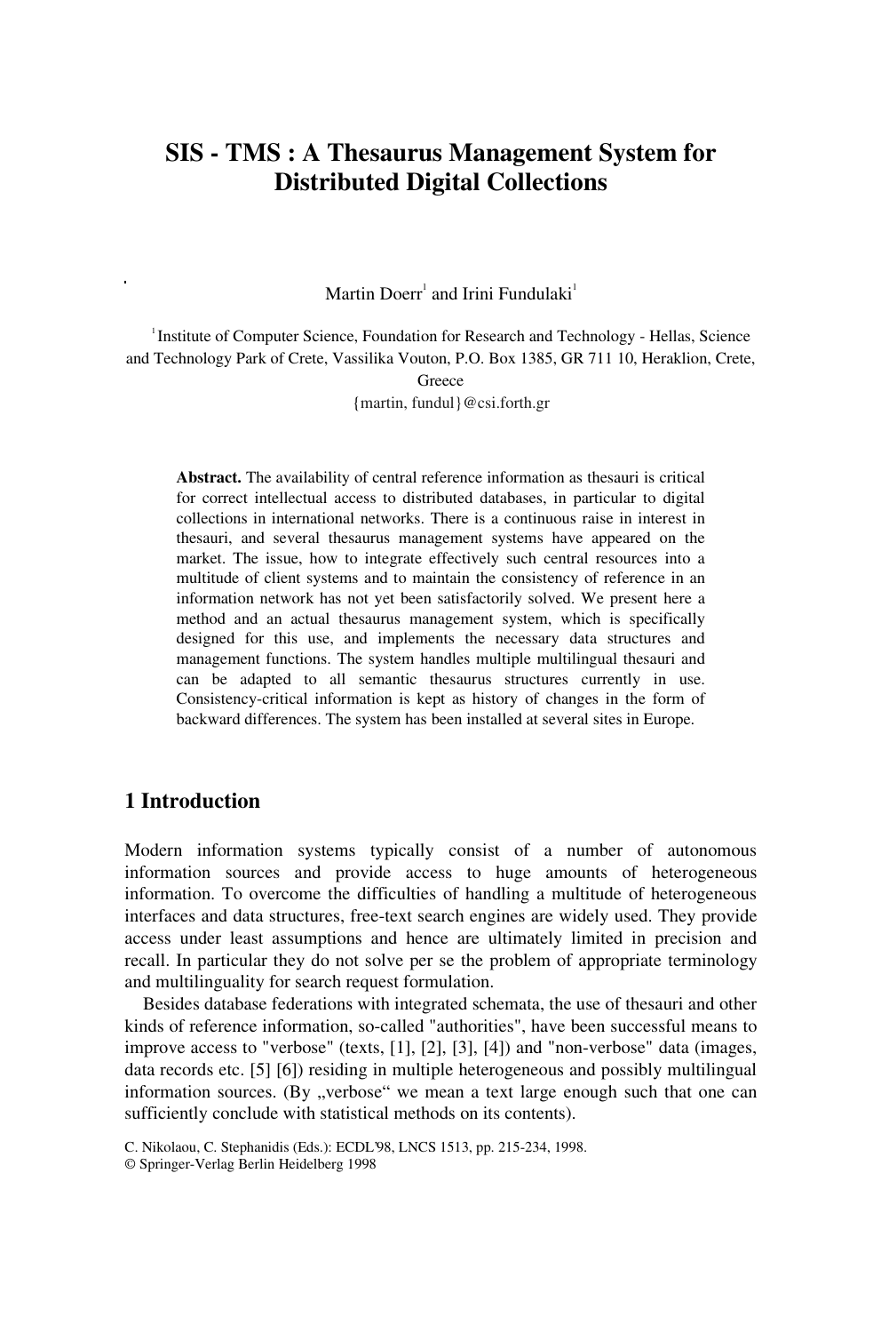# SIS - TMS : A Thesaurus Management System for Distributed Digital Collections

Martin Doerr[1] and Irini Fundulaki[1]

[1] Institute of Computer Science, Foundation for Research and Technology - Hellas, Science and Technology Park of Crete, Vassilika Vouton, P.O. Box 1385, GR 711 10, Heraklion, Crete, Greece

{martin, fundul}@csi.forth.gr

**Abstract.** The availability of central reference information as thesauri is critical for correct intellectual access to distributed databases, in particular to digital collections in international networks. There is a continuous raise in interest in thesauri, and several thesaurus management systems have appeared on the market. The issue, how to integrate effectively such central resources into a multitude of client systems and to maintain the consistency of reference in an information network has not yet been satisfactorily solved. We present here a method and an actual thesaurus management system, which is specifically designed for this use, and implements the necessary data structures and management functions. The system handles multiple multilingual thesauri and can be adapted to all semantic thesaurus structures currently in use. Consistency-critical information is kept as history of changes in the form of backward differences. The system has been installed at several sites in Europe.

## 1 Introduction

Modern information systems typically consist of a number of autonomous information sources and provide access to huge amounts of heterogeneous information. To overcome the difficulties of handling a multitude of heterogeneous interfaces and data structures, free-text search engines are widely used. They provide access under least assumptions and hence are ultimately limited in precision and recall. In particular they do not solve per se the problem of appropriate terminology and multilinguality for search request formulation.

Besides database federations with integrated schemata, the use of thesauri and other kinds of reference information, so-called "authorities", have been successful means to improve access to "verbose" (texts, [1], [2], [3], [4]) and "non-verbose" data (images, data records etc. [5] [6]) residing in multiple heterogeneous and possibly multilingual information sources. (By „verbose" we mean a text large enough such that one can sufficiently conclude with statistical methods on its contents).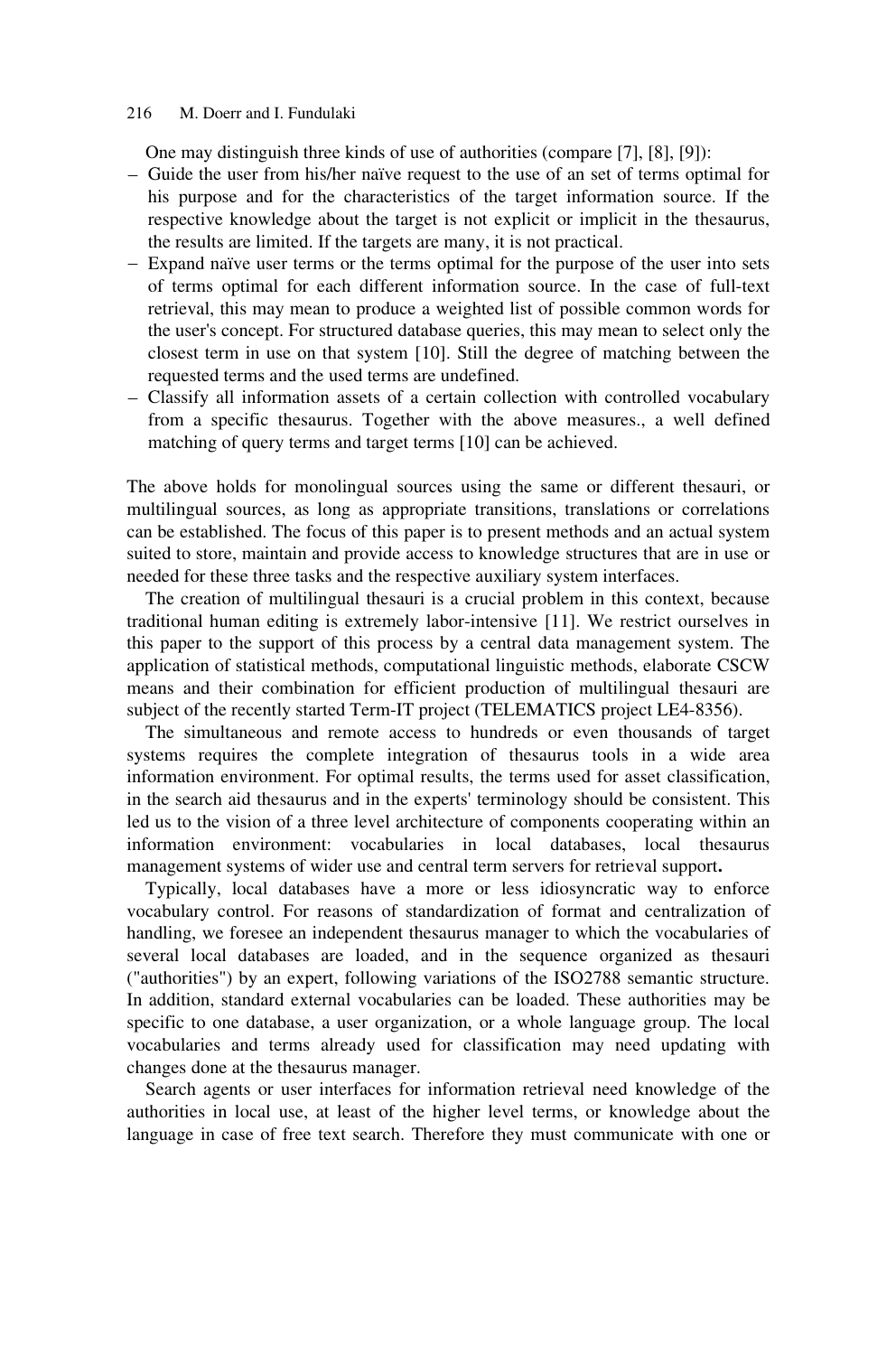One may distinguish three kinds of use of authorities (compare [7], [8], [9]):

- Guide the user from his/her naïve request to the use of an set of terms optimal for his purpose and for the characteristics of the target information source. If the respective knowledge about the target is not explicit or implicit in the thesaurus, the results are limited. If the targets are many, it is not practical.
- Expand naïve user terms or the terms optimal for the purpose of the user into sets of terms optimal for each different information source. In the case of full-text retrieval, this may mean to produce a weighted list of possible common words for the user's concept. For structured database queries, this may mean to select only the closest term in use on that system [10]. Still the degree of matching between the requested terms and the used terms are undefined.
- Classify all information assets of a certain collection with controlled vocabulary from a specific thesaurus. Together with the above measures., a well defined matching of query terms and target terms [10] can be achieved.

The above holds for monolingual sources using the same or different thesauri, or multilingual sources, as long as appropriate transitions, translations or correlations can be established. The focus of this paper is to present methods and an actual system suited to store, maintain and provide access to knowledge structures that are in use or needed for these three tasks and the respective auxiliary system interfaces.

The creation of multilingual thesauri is a crucial problem in this context, because traditional human editing is extremely labor-intensive [11]. We restrict ourselves in this paper to the support of this process by a central data management system. The application of statistical methods, computational linguistic methods, elaborate CSCW means and their combination for efficient production of multilingual thesauri are subject of the recently started Term-IT project (TELEMATICS project LE4-8356).

The simultaneous and remote access to hundreds or even thousands of target systems requires the complete integration of thesaurus tools in a wide area information environment. For optimal results, the terms used for asset classification, in the search aid thesaurus and in the experts' terminology should be consistent. This led us to the vision of a three level architecture of components cooperating within an information environment: vocabularies in local databases, local thesaurus management systems of wider use and central term servers for retrieval support**.**

Typically, local databases have a more or less idiosyncratic way to enforce vocabulary control. For reasons of standardization of format and centralization of handling, we foresee an independent thesaurus manager to which the vocabularies of several local databases are loaded, and in the sequence organized as thesauri ("authorities") by an expert, following variations of the ISO2788 semantic structure. In addition, standard external vocabularies can be loaded. These authorities may be specific to one database, a user organization, or a whole language group. The local vocabularies and terms already used for classification may need updating with changes done at the thesaurus manager.

Search agents or user interfaces for information retrieval need knowledge of the authorities in local use, at least of the higher level terms, or knowledge about the language in case of free text search. Therefore they must communicate with one or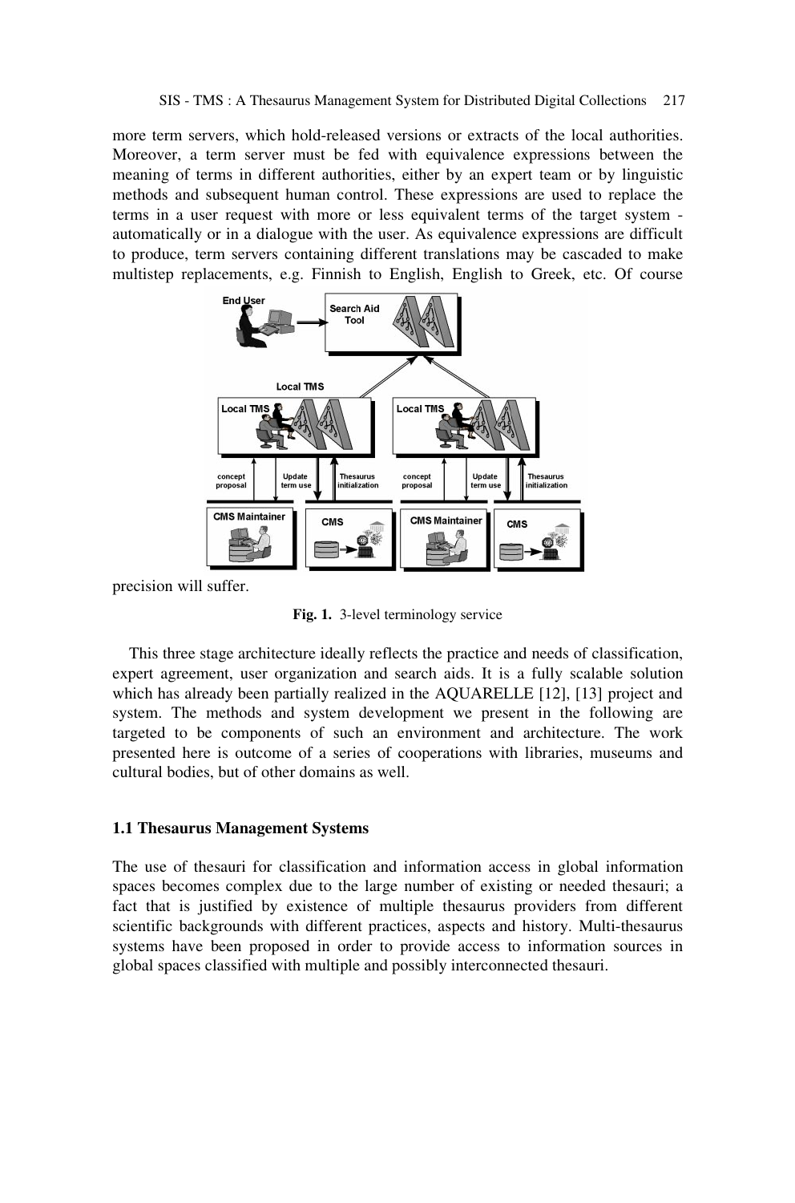more term servers, which hold-released versions or extracts of the local authorities. Moreover, a term server must be fed with equivalence expressions between the meaning of terms in different authorities, either by an expert team or by linguistic methods and subsequent human control. These expressions are used to replace the terms in a user request with more or less equivalent terms of the target system - automatically or in a dialogue with the user. As equivalence expressions are difficult to produce, term servers containing different translations may be cascaded to make multistep replacements, e.g. Finnish to English, English to Greek, etc. Of course precision will suffer.

**Fig. 1.** 3-level terminology service

This three stage architecture ideally reflects the practice and needs of classification, expert agreement, user organization and search aids. It is a fully scalable solution which has already been partially realized in the AQUARELLE [12], [13] project and system. The methods and system development we present in the following are targeted to be components of such an environment and architecture. The work presented here is outcome of a series of cooperations with libraries, museums and cultural bodies, but of other domains as well.

### 1.1 Thesaurus Management Systems

The use of thesauri for classification and information access in global information spaces becomes complex due to the large number of existing or needed thesauri; a fact that is justified by existence of multiple thesaurus providers from different scientific backgrounds with different practices, aspects and history. Multi-thesaurus systems have been proposed in order to provide access to information sources in global spaces classified with multiple and possibly interconnected thesauri.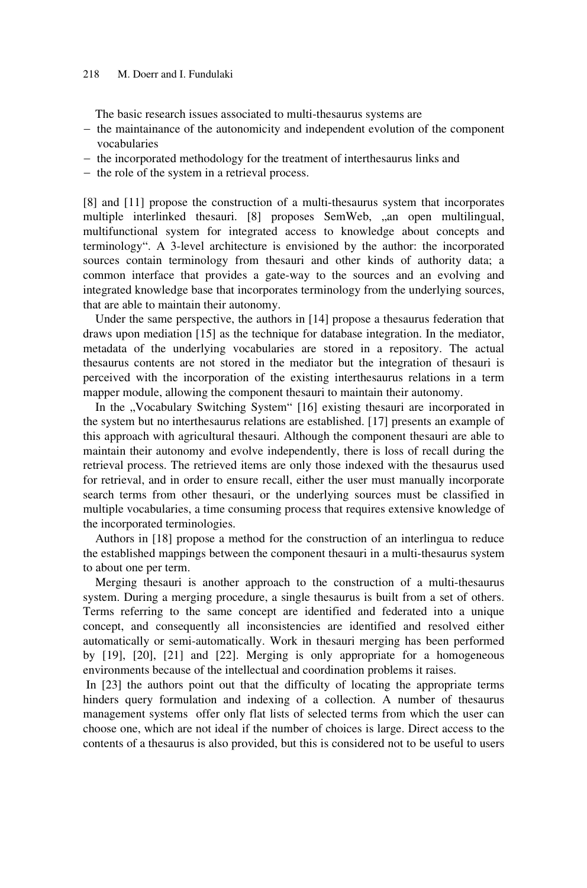The basic research issues associated to multi-thesaurus systems are

- the maintainance of the autonomicity and independent evolution of the component vocabularies
- the incorporated methodology for the treatment of interthesaurus links and
- the role of the system in a retrieval process.

[8] and [11] propose the construction of a multi-thesaurus system that incorporates multiple interlinked thesauri. [8] proposes SemWeb, „an open multilingual, multifunctional system for integrated access to knowledge about concepts and terminology“. A 3-level architecture is envisioned by the author: the incorporated sources contain terminology from thesauri and other kinds of authority data; a common interface that provides a gate-way to the sources and an evolving and integrated knowledge base that incorporates terminology from the underlying sources, that are able to maintain their autonomy.

Under the same perspective, the authors in [14] propose a thesaurus federation that draws upon mediation [15] as the technique for database integration. In the mediator, metadata of the underlying vocabularies are stored in a repository. The actual thesaurus contents are not stored in the mediator but the integration of thesauri is perceived with the incorporation of the existing interthesaurus relations in a term mapper module, allowing the component thesauri to maintain their autonomy.

In the „Vocabulary Switching System“ [16] existing thesauri are incorporated in the system but no interthesaurus relations are established. [17] presents an example of this approach with agricultural thesauri. Although the component thesauri are able to maintain their autonomy and evolve independently, there is loss of recall during the retrieval process. The retrieved items are only those indexed with the thesaurus used for retrieval, and in order to ensure recall, either the user must manually incorporate search terms from other thesauri, or the underlying sources must be classified in multiple vocabularies, a time consuming process that requires extensive knowledge of the incorporated terminologies.

Authors in [18] propose a method for the construction of an interlingua to reduce the established mappings between the component thesauri in a multi-thesaurus system to about one per term.

Merging thesauri is another approach to the construction of a multi-thesaurus system. During a merging procedure, a single thesaurus is built from a set of others. Terms referring to the same concept are identified and federated into a unique concept, and consequently all inconsistencies are identified and resolved either automatically or semi-automatically. Work in thesauri merging has been performed by [19], [20], [21] and [22]. Merging is only appropriate for a homogeneous environments because of the intellectual and coordination problems it raises.

In [23] the authors point out that the difficulty of locating the appropriate terms hinders query formulation and indexing of a collection. A number of thesaurus management systems offer only flat lists of selected terms from which the user can choose one, which are not ideal if the number of choices is large. Direct access to the contents of a thesaurus is also provided, but this is considered not to be useful to users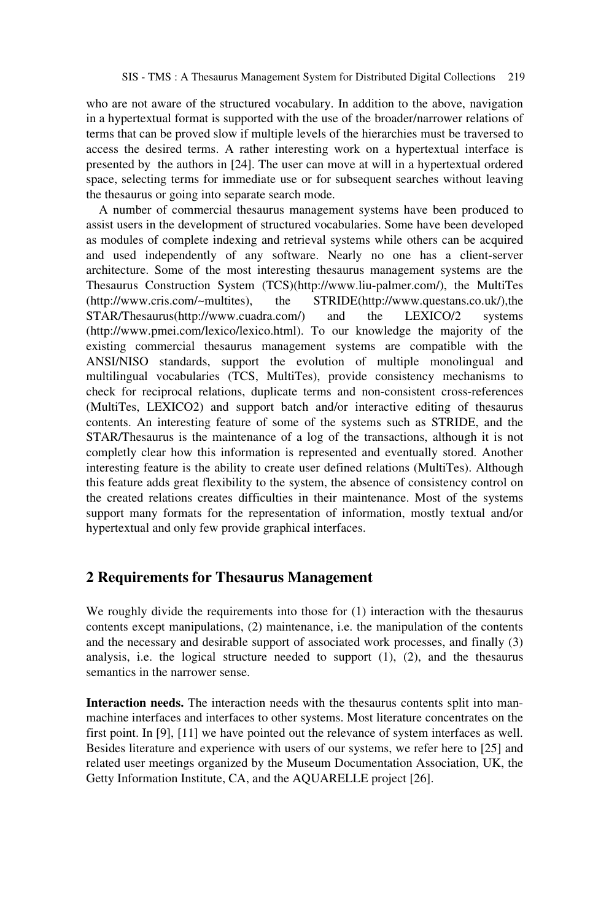who are not aware of the structured vocabulary. In addition to the above, navigation in a hypertextual format is supported with the use of the broader/narrower relations of terms that can be proved slow if multiple levels of the hierarchies must be traversed to access the desired terms. A rather interesting work on a hypertextual interface is presented by the authors in [24]. The user can move at will in a hypertextual ordered space, selecting terms for immediate use or for subsequent searches without leaving the thesaurus or going into separate search mode.

A number of commercial thesaurus management systems have been produced to assist users in the development of structured vocabularies. Some have been developed as modules of complete indexing and retrieval systems while others can be acquired and used independently of any software. Nearly no one has a client-server architecture. Some of the most interesting thesaurus management systems are the Thesaurus Construction System (TCS)(http://www.liu-palmer.com/), the MultiTes (http://www.cris.com/~multites), the STRIDE(http://www.questans.co.uk/),the STAR/Thesaurus(http://www.cuadra.com/) and the LEXICO/2 systems (http://www.pmei.com/lexico/lexico.html). To our knowledge the majority of the existing commercial thesaurus management systems are compatible with the ANSI/NISO standards, support the evolution of multiple monolingual and multilingual vocabularies (TCS, MultiTes), provide consistency mechanisms to check for reciprocal relations, duplicate terms and non-consistent cross-references (MultiTes, LEXICO2) and support batch and/or interactive editing of thesaurus contents. An interesting feature of some of the systems such as STRIDE, and the STAR/Thesaurus is the maintenance of a log of the transactions, although it is not completly clear how this information is represented and eventually stored. Another interesting feature is the ability to create user defined relations (MultiTes). Although this feature adds great flexibility to the system, the absence of consistency control on the created relations creates difficulties in their maintenance. Most of the systems support many formats for the representation of information, mostly textual and/or hypertextual and only few provide graphical interfaces.

## 2 Requirements for Thesaurus Management

We roughly divide the requirements into those for (1) interaction with the thesaurus contents except manipulations, (2) maintenance, i.e. the manipulation of the contents and the necessary and desirable support of associated work processes, and finally (3) analysis, i.e. the logical structure needed to support (1), (2), and the thesaurus semantics in the narrower sense.

**Interaction needs.** The interaction needs with the thesaurus contents split into man-machine interfaces and interfaces to other systems. Most literature concentrates on the first point. In [9], [11] we have pointed out the relevance of system interfaces as well. Besides literature and experience with users of our systems, we refer here to [25] and related user meetings organized by the Museum Documentation Association, UK, the Getty Information Institute, CA, and the AQUARELLE project [26].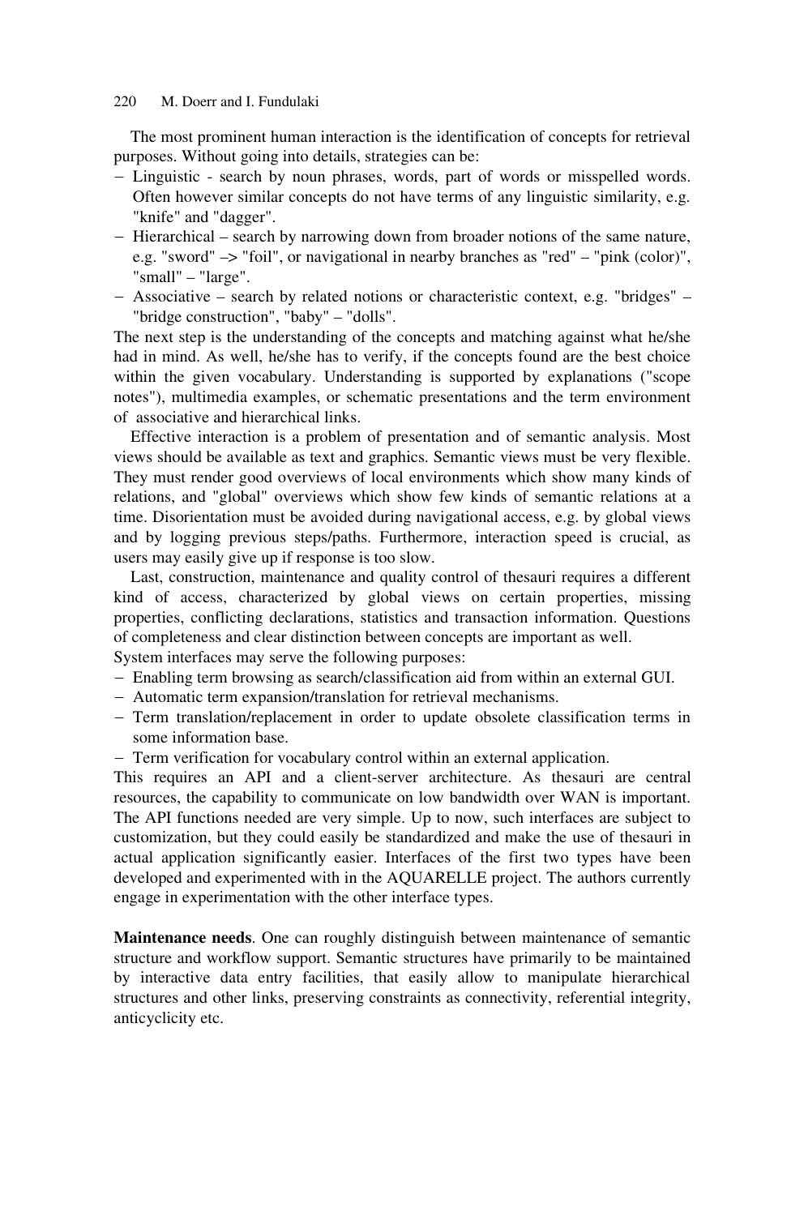The most prominent human interaction is the identification of concepts for retrieval purposes. Without going into details, strategies can be:

- Linguistic - search by noun phrases, words, part of words or misspelled words. Often however similar concepts do not have terms of any linguistic similarity, e.g. "knife" and "dagger".
- Hierarchical – search by narrowing down from broader notions of the same nature, e.g. "sword" –> "foil", or navigational in nearby branches as "red" – "pink (color)", "small" – "large".
- Associative – search by related notions or characteristic context, e.g. "bridges" – "bridge construction", "baby" – "dolls".

The next step is the understanding of the concepts and matching against what he/she had in mind. As well, he/she has to verify, if the concepts found are the best choice within the given vocabulary. Understanding is supported by explanations ("scope notes"), multimedia examples, or schematic presentations and the term environment of associative and hierarchical links.

Effective interaction is a problem of presentation and of semantic analysis. Most views should be available as text and graphics. Semantic views must be very flexible. They must render good overviews of local environments which show many kinds of relations, and "global" overviews which show few kinds of semantic relations at a time. Disorientation must be avoided during navigational access, e.g. by global views and by logging previous steps/paths. Furthermore, interaction speed is crucial, as users may easily give up if response is too slow.

Last, construction, maintenance and quality control of thesauri requires a different kind of access, characterized by global views on certain properties, missing properties, conflicting declarations, statistics and transaction information. Questions of completeness and clear distinction between concepts are important as well.

System interfaces may serve the following purposes:

- Enabling term browsing as search/classification aid from within an external GUI.
- Automatic term expansion/translation for retrieval mechanisms.
- Term translation/replacement in order to update obsolete classification terms in some information base.
- Term verification for vocabulary control within an external application.

This requires an API and a client-server architecture. As thesauri are central resources, the capability to communicate on low bandwidth over WAN is important. The API functions needed are very simple. Up to now, such interfaces are subject to customization, but they could easily be standardized and make the use of thesauri in actual application significantly easier. Interfaces of the first two types have been developed and experimented with in the AQUARELLE project. The authors currently engage in experimentation with the other interface types.

**Maintenance needs**. One can roughly distinguish between maintenance of semantic structure and workflow support. Semantic structures have primarily to be maintained by interactive data entry facilities, that easily allow to manipulate hierarchical structures and other links, preserving constraints as connectivity, referential integrity, anticyclicity etc.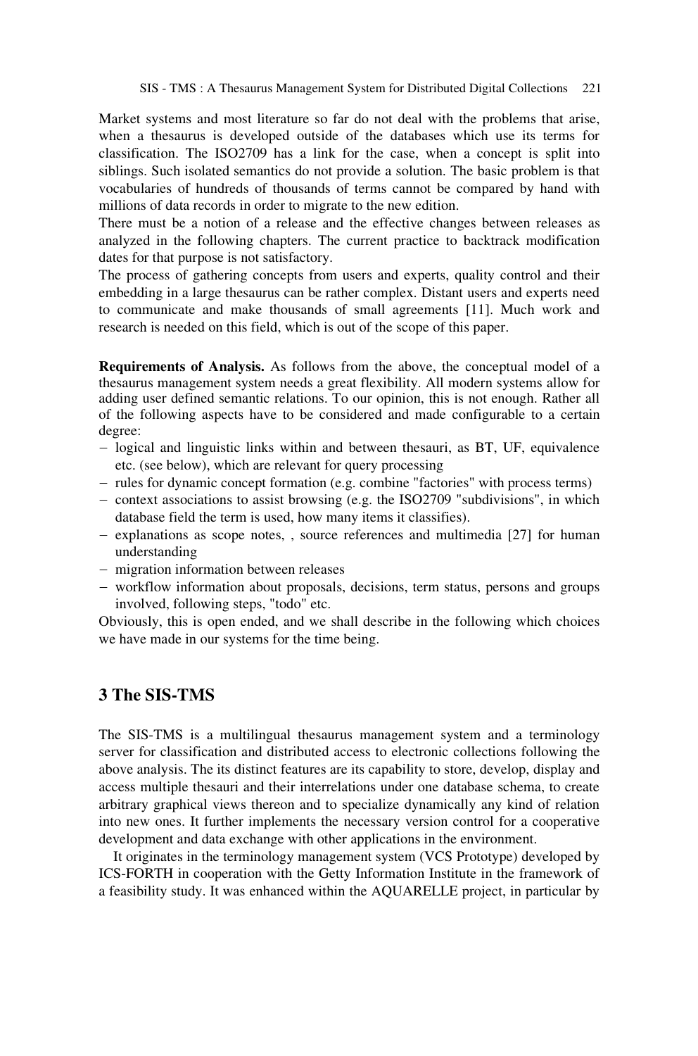Market systems and most literature so far do not deal with the problems that arise, when a thesaurus is developed outside of the databases which use its terms for classification. The ISO2709 has a link for the case, when a concept is split into siblings. Such isolated semantics do not provide a solution. The basic problem is that vocabularies of hundreds of thousands of terms cannot be compared by hand with millions of data records in order to migrate to the new edition.

There must be a notion of a release and the effective changes between releases as analyzed in the following chapters. The current practice to backtrack modification dates for that purpose is not satisfactory.

The process of gathering concepts from users and experts, quality control and their embedding in a large thesaurus can be rather complex. Distant users and experts need to communicate and make thousands of small agreements [11]. Much work and research is needed on this field, which is out of the scope of this paper.

**Requirements of Analysis.** As follows from the above, the conceptual model of a thesaurus management system needs a great flexibility. All modern systems allow for adding user defined semantic relations. To our opinion, this is not enough. Rather all of the following aspects have to be considered and made configurable to a certain degree:

- logical and linguistic links within and between thesauri, as BT, UF, equivalence etc. (see below), which are relevant for query processing
- rules for dynamic concept formation (e.g. combine "factories" with process terms)
- context associations to assist browsing (e.g. the ISO2709 "subdivisions", in which database field the term is used, how many items it classifies).
- explanations as scope notes, , source references and multimedia [27] for human understanding
- migration information between releases
- workflow information about proposals, decisions, term status, persons and groups involved, following steps, "todo" etc.

Obviously, this is open ended, and we shall describe in the following which choices we have made in our systems for the time being.

## 3 The SIS-TMS

The SIS-TMS is a multilingual thesaurus management system and a terminology server for classification and distributed access to electronic collections following the above analysis. The its distinct features are its capability to store, develop, display and access multiple thesauri and their interrelations under one database schema, to create arbitrary graphical views thereon and to specialize dynamically any kind of relation into new ones. It further implements the necessary version control for a cooperative development and data exchange with other applications in the environment.

It originates in the terminology management system (VCS Prototype) developed by ICS-FORTH in cooperation with the Getty Information Institute in the framework of a feasibility study. It was enhanced within the AQUARELLE project, in particular by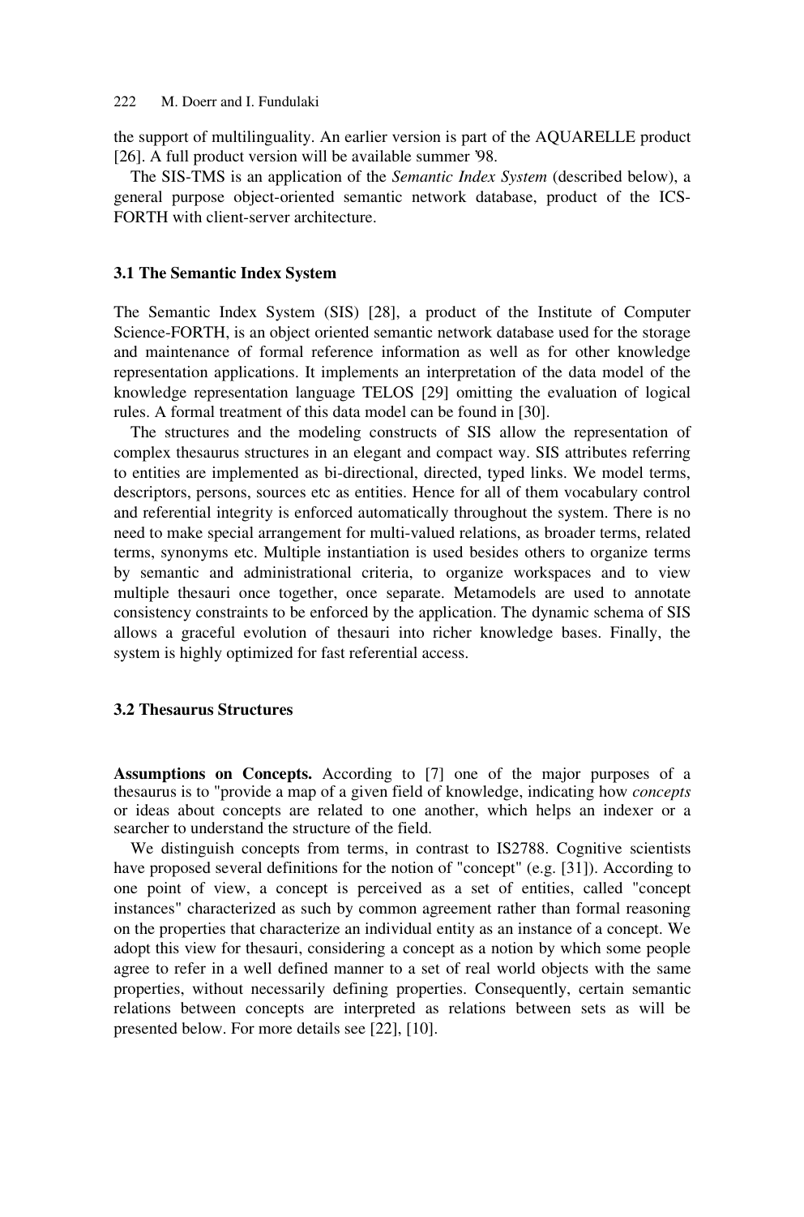the support of multilinguality. An earlier version is part of the AQUARELLE product [26]. A full product version will be available summer '98.

The SIS-TMS is an application of the *Semantic Index System* (described below), a general purpose object-oriented semantic network database, product of the ICS-FORTH with client-server architecture.

### 3.1 The Semantic Index System

The Semantic Index System (SIS) [28], a product of the Institute of Computer Science-FORTH, is an object oriented semantic network database used for the storage and maintenance of formal reference information as well as for other knowledge representation applications. It implements an interpretation of the data model of the knowledge representation language TELOS [29] omitting the evaluation of logical rules. A formal treatment of this data model can be found in [30].

The structures and the modeling constructs of SIS allow the representation of complex thesaurus structures in an elegant and compact way. SIS attributes referring to entities are implemented as bi-directional, directed, typed links. We model terms, descriptors, persons, sources etc as entities. Hence for all of them vocabulary control and referential integrity is enforced automatically throughout the system. There is no need to make special arrangement for multi-valued relations, as broader terms, related terms, synonyms etc. Multiple instantiation is used besides others to organize terms by semantic and administrational criteria, to organize workspaces and to view multiple thesauri once together, once separate. Metamodels are used to annotate consistency constraints to be enforced by the application. The dynamic schema of SIS allows a graceful evolution of thesauri into richer knowledge bases. Finally, the system is highly optimized for fast referential access.

### 3.2 Thesaurus Structures

**Assumptions on Concepts.** According to [7] one of the major purposes of a thesaurus is to "provide a map of a given field of knowledge, indicating how *concepts* or ideas about concepts are related to one another, which helps an indexer or a searcher to understand the structure of the field.

We distinguish concepts from terms, in contrast to IS2788. Cognitive scientists have proposed several definitions for the notion of "concept" (e.g. [31]). According to one point of view, a concept is perceived as a set of entities, called "concept instances" characterized as such by common agreement rather than formal reasoning on the properties that characterize an individual entity as an instance of a concept. We adopt this view for thesauri, considering a concept as a notion by which some people agree to refer in a well defined manner to a set of real world objects with the same properties, without necessarily defining properties. Consequently, certain semantic relations between concepts are interpreted as relations between sets as will be presented below. For more details see [22], [10].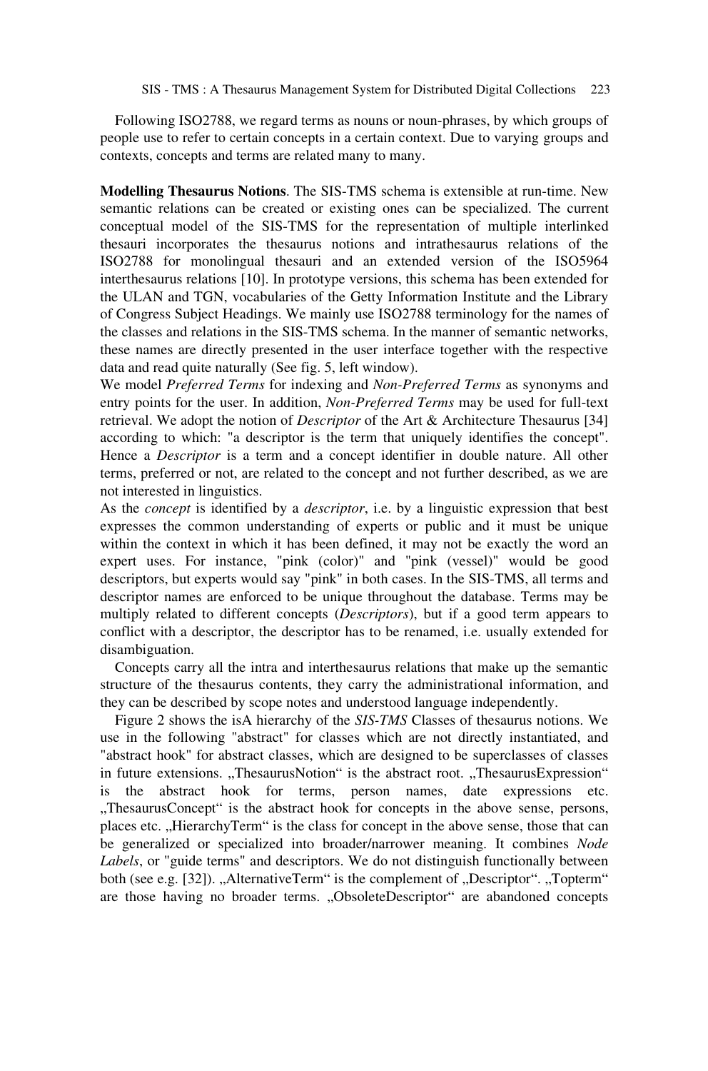Following ISO2788, we regard terms as nouns or noun-phrases, by which groups of people use to refer to certain concepts in a certain context. Due to varying groups and contexts, concepts and terms are related many to many.

**Modelling Thesaurus Notions**. The SIS-TMS schema is extensible at run-time. New semantic relations can be created or existing ones can be specialized. The current conceptual model of the SIS-TMS for the representation of multiple interlinked thesauri incorporates the thesaurus notions and intrathesaurus relations of the ISO2788 for monolingual thesauri and an extended version of the ISO5964 interthesaurus relations [10]. In prototype versions, this schema has been extended for the ULAN and TGN, vocabularies of the Getty Information Institute and the Library of Congress Subject Headings. We mainly use ISO2788 terminology for the names of the classes and relations in the SIS-TMS schema. In the manner of semantic networks, these names are directly presented in the user interface together with the respective data and read quite naturally (See fig. 5, left window).

We model *Preferred Terms* for indexing and *Non-Preferred Terms* as synonyms and entry points for the user. In addition, *Non-Preferred Terms* may be used for full-text retrieval. We adopt the notion of *Descriptor* of the Art & Architecture Thesaurus [34] according to which: "a descriptor is the term that uniquely identifies the concept". Hence a *Descriptor* is a term and a concept identifier in double nature. All other terms, preferred or not, are related to the concept and not further described, as we are not interested in linguistics.

As the *concept* is identified by a *descriptor*, i.e. by a linguistic expression that best expresses the common understanding of experts or public and it must be unique within the context in which it has been defined, it may not be exactly the word an expert uses. For instance, "pink (color)" and "pink (vessel)" would be good descriptors, but experts would say "pink" in both cases. In the SIS-TMS, all terms and descriptor names are enforced to be unique throughout the database. Terms may be multiply related to different concepts (*Descriptors*), but if a good term appears to conflict with a descriptor, the descriptor has to be renamed, i.e. usually extended for disambiguation.

Concepts carry all the intra and interthesaurus relations that make up the semantic structure of the thesaurus contents, they carry the administrational information, and they can be described by scope notes and understood language independently.

Figure 2 shows the isA hierarchy of the *SIS-TMS* Classes of thesaurus notions. We use in the following "abstract" for classes which are not directly instantiated, and "abstract hook" for abstract classes, which are designed to be superclasses of classes in future extensions. „ThesaurusNotion" is the abstract root. „ThesaurusExpression" is the abstract hook for terms, person names, date expressions etc. „ThesaurusConcept" is the abstract hook for concepts in the above sense, persons, places etc. „HierarchyTerm" is the class for concept in the above sense, those that can be generalized or specialized into broader/narrower meaning. It combines *Node Labels*, or "guide terms" and descriptors. We do not distinguish functionally between both (see e.g. [32]). „AlternativeTerm" is the complement of „Descriptor". „Topterm" are those having no broader terms. „ObsoleteDescriptor" are abandoned concepts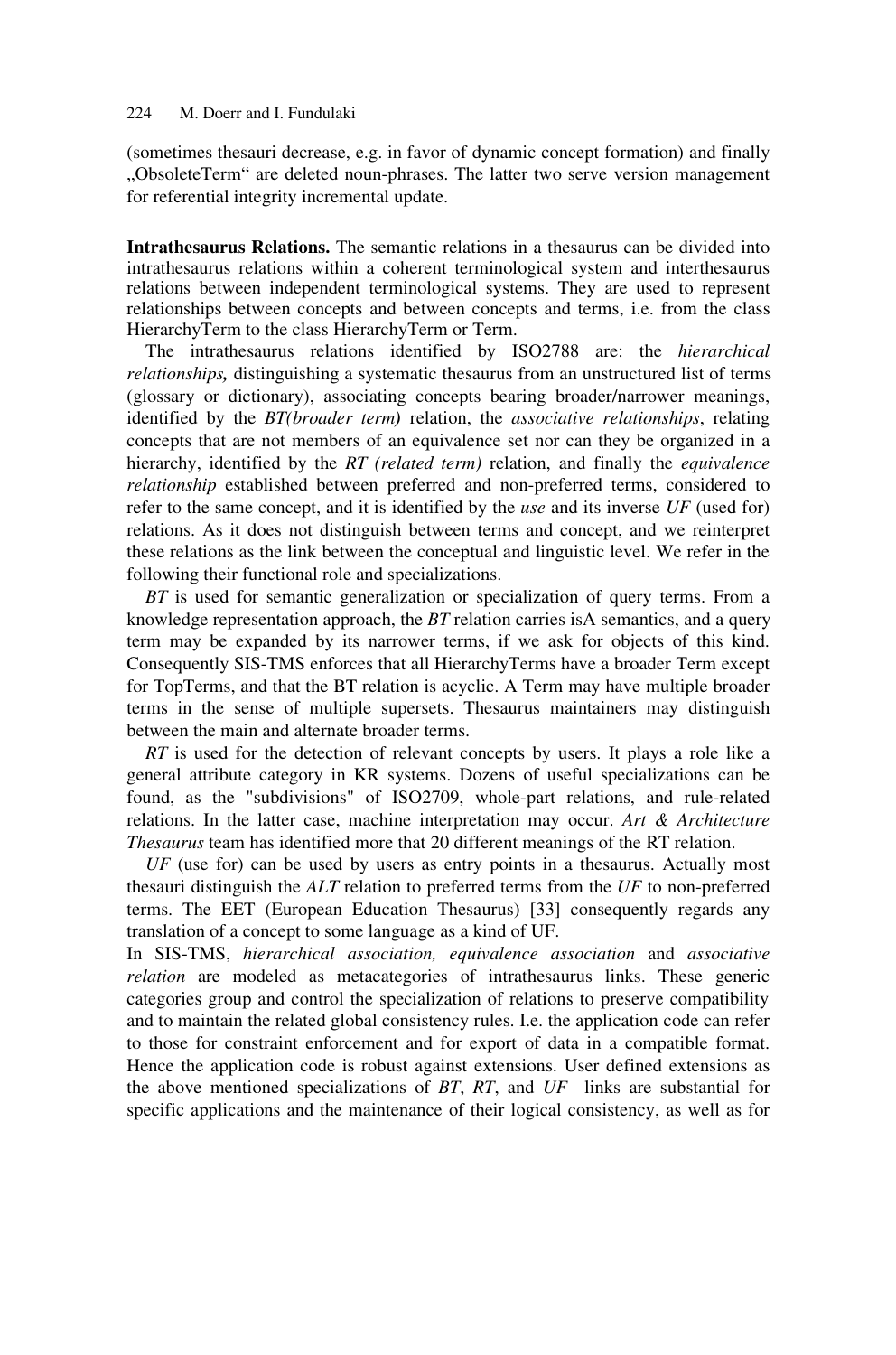(sometimes thesauri decrease, e.g. in favor of dynamic concept formation) and finally „ObsoleteTerm" are deleted noun-phrases. The latter two serve version management for referential integrity incremental update.

**Intrathesaurus Relations.** The semantic relations in a thesaurus can be divided into intrathesaurus relations within a coherent terminological system and interthesaurus relations between independent terminological systems. They are used to represent relationships between concepts and between concepts and terms, i.e. from the class HierarchyTerm to the class HierarchyTerm or Term.

The intrathesaurus relations identified by ISO2788 are: the *hierarchical relationships,* distinguishing a systematic thesaurus from an unstructured list of terms (glossary or dictionary), associating concepts bearing broader/narrower meanings, identified by the *BT(broader term)* relation, the *associative relationships*, relating concepts that are not members of an equivalence set nor can they be organized in a hierarchy, identified by the *RT (related term)* relation, and finally the *equivalence relationship* established between preferred and non-preferred terms, considered to refer to the same concept, and it is identified by the *use* and its inverse *UF* (used for) relations. As it does not distinguish between terms and concept, and we reinterpret these relations as the link between the conceptual and linguistic level. We refer in the following their functional role and specializations.

*BT* is used for semantic generalization or specialization of query terms. From a knowledge representation approach, the *BT* relation carries isA semantics, and a query term may be expanded by its narrower terms, if we ask for objects of this kind. Consequently SIS-TMS enforces that all HierarchyTerms have a broader Term except for TopTerms, and that the BT relation is acyclic. A Term may have multiple broader terms in the sense of multiple supersets. Thesaurus maintainers may distinguish between the main and alternate broader terms.

*RT* is used for the detection of relevant concepts by users. It plays a role like a general attribute category in KR systems. Dozens of useful specializations can be found, as the "subdivisions" of ISO2709, whole-part relations, and rule-related relations. In the latter case, machine interpretation may occur. *Art & Architecture Thesaurus* team has identified more that 20 different meanings of the RT relation.

*UF* (use for) can be used by users as entry points in a thesaurus. Actually most thesauri distinguish the *ALT* relation to preferred terms from the *UF* to non-preferred terms. The EET (European Education Thesaurus) [33] consequently regards any translation of a concept to some language as a kind of UF.

In SIS-TMS, *hierarchical association, equivalence association* and *associative relation* are modeled as metacategories of intrathesaurus links. These generic categories group and control the specialization of relations to preserve compatibility and to maintain the related global consistency rules. I.e. the application code can refer to those for constraint enforcement and for export of data in a compatible format. Hence the application code is robust against extensions. User defined extensions as the above mentioned specializations of *BT*, *RT*, and *UF* links are substantial for specific applications and the maintenance of their logical consistency, as well as for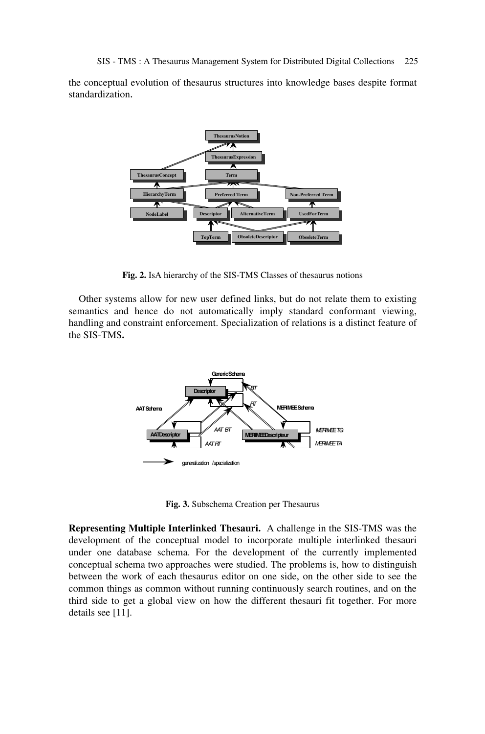the conceptual evolution of thesaurus structures into knowledge bases despite format standardization.

**Fig. 2.** IsA hierarchy of the SIS-TMS Classes of thesaurus notions

Other systems allow for new user defined links, but do not relate them to existing semantics and hence do not automatically imply standard conformant viewing, handling and constraint enforcement. Specialization of relations is a distinct feature of the SIS-TMS**.**

**Fig. 3.** Subschema Creation per Thesaurus

**Representing Multiple Interlinked Thesauri.** A challenge in the SIS-TMS was the development of the conceptual model to incorporate multiple interlinked thesauri under one database schema. For the development of the currently implemented conceptual schema two approaches were studied. The problems is, how to distinguish between the work of each thesaurus editor on one side, on the other side to see the common things as common without running continuously search routines, and on the third side to get a global view on how the different thesauri fit together. For more details see [11].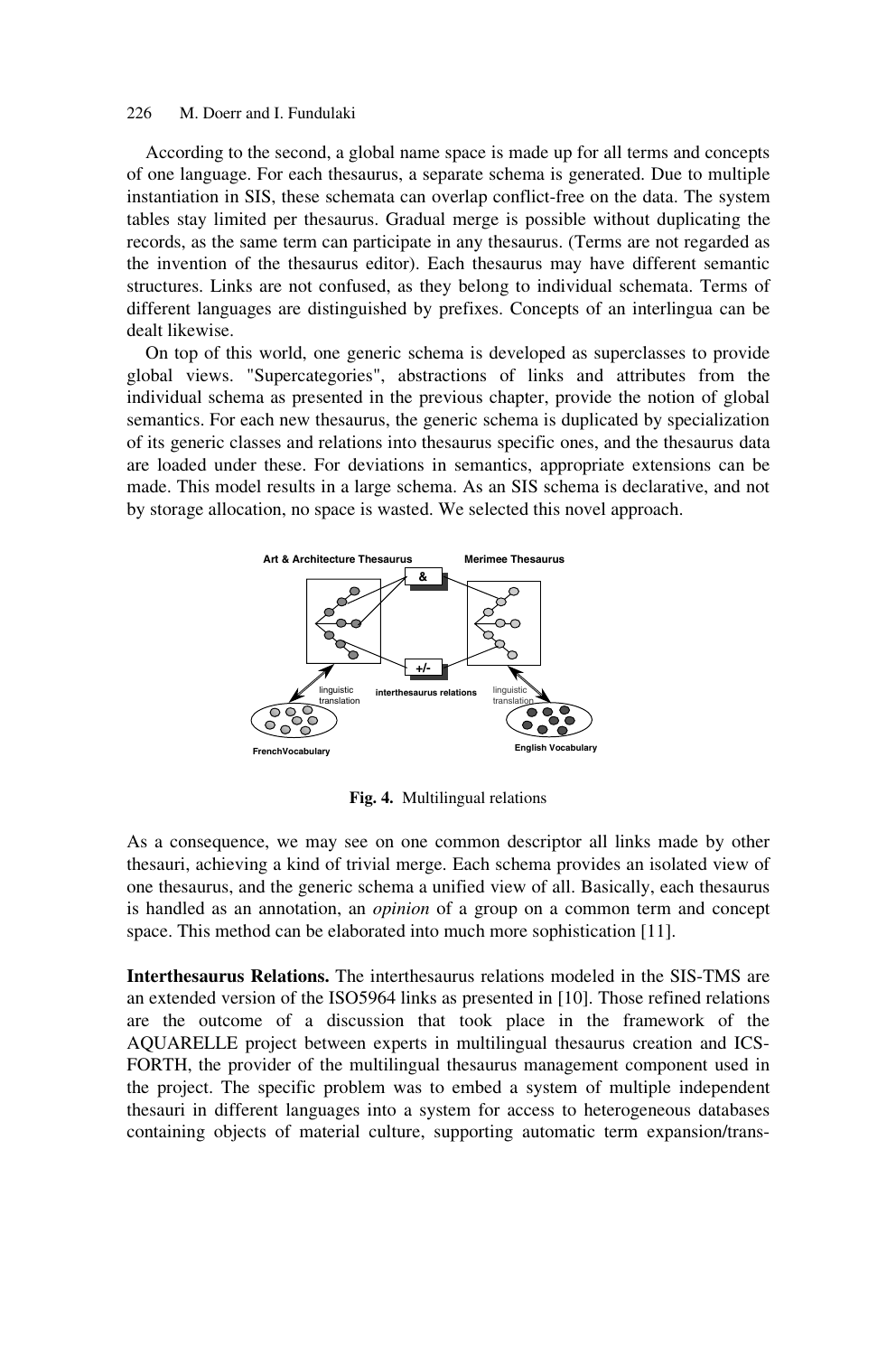According to the second, a global name space is made up for all terms and concepts of one language. For each thesaurus, a separate schema is generated. Due to multiple instantiation in SIS, these schemata can overlap conflict-free on the data. The system tables stay limited per thesaurus. Gradual merge is possible without duplicating the records, as the same term can participate in any thesaurus. (Terms are not regarded as the invention of the thesaurus editor). Each thesaurus may have different semantic structures. Links are not confused, as they belong to individual schemata. Terms of different languages are distinguished by prefixes. Concepts of an interlingua can be dealt likewise.

On top of this world, one generic schema is developed as superclasses to provide global views. "Supercategories", abstractions of links and attributes from the individual schema as presented in the previous chapter, provide the notion of global semantics. For each new thesaurus, the generic schema is duplicated by specialization of its generic classes and relations into thesaurus specific ones, and the thesaurus data are loaded under these. For deviations in semantics, appropriate extensions can be made. This model results in a large schema. As an SIS schema is declarative, and not by storage allocation, no space is wasted. We selected this novel approach.

Art & Architecture Thesaurus

Merimee Thesaurus

&

+/-

linguistic translation

interthesaurus relations

linguistic translation

FrenchVocabulary

English Vocabulary

**Fig. 4.** Multilingual relations

As a consequence, we may see on one common descriptor all links made by other thesauri, achieving a kind of trivial merge. Each schema provides an isolated view of one thesaurus, and the generic schema a unified view of all. Basically, each thesaurus is handled as an annotation, an *opinion* of a group on a common term and concept space. This method can be elaborated into much more sophistication [11].

**Interthesaurus Relations.** The interthesaurus relations modeled in the SIS-TMS are an extended version of the ISO5964 links as presented in [10]. Those refined relations are the outcome of a discussion that took place in the framework of the AQUARELLE project between experts in multilingual thesaurus creation and ICS-FORTH, the provider of the multilingual thesaurus management component used in the project. The specific problem was to embed a system of multiple independent thesauri in different languages into a system for access to heterogeneous databases containing objects of material culture, supporting automatic term expansion/trans-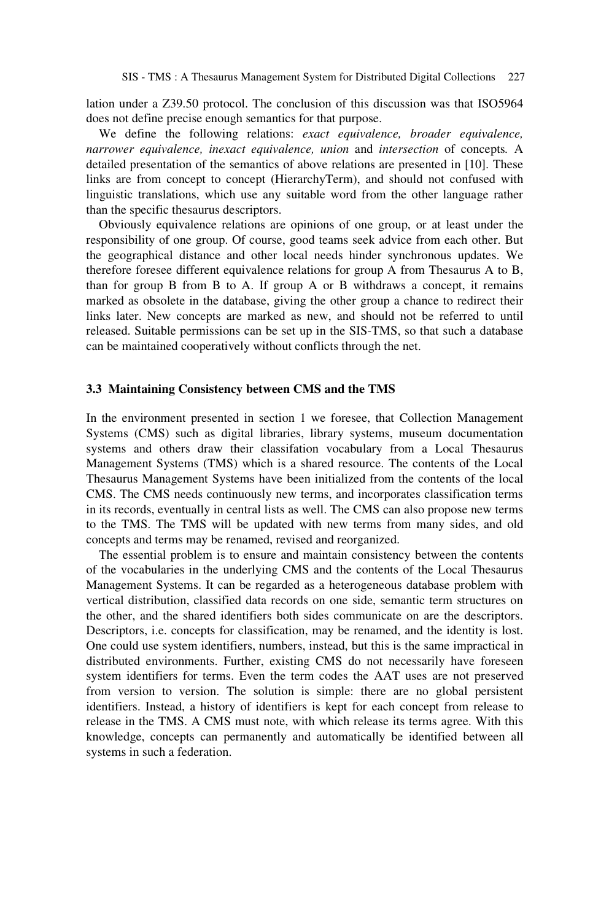lation under a Z39.50 protocol. The conclusion of this discussion was that ISO5964 does not define precise enough semantics for that purpose.

We define the following relations: *exact equivalence, broader equivalence, narrower equivalence, inexact equivalence, union* and *intersection* of concepts. A detailed presentation of the semantics of above relations are presented in [10]. These links are from concept to concept (HierarchyTerm), and should not confused with linguistic translations, which use any suitable word from the other language rather than the specific thesaurus descriptors.

Obviously equivalence relations are opinions of one group, or at least under the responsibility of one group. Of course, good teams seek advice from each other. But the geographical distance and other local needs hinder synchronous updates. We therefore foresee different equivalence relations for group A from Thesaurus A to B, than for group B from B to A. If group A or B withdraws a concept, it remains marked as obsolete in the database, giving the other group a chance to redirect their links later. New concepts are marked as new, and should not be referred to until released. Suitable permissions can be set up in the SIS-TMS, so that such a database can be maintained cooperatively without conflicts through the net.

### 3.3 Maintaining Consistency between CMS and the TMS

In the environment presented in section 1 we foresee, that Collection Management Systems (CMS) such as digital libraries, library systems, museum documentation systems and others draw their classifation vocabulary from a Local Thesaurus Management Systems (TMS) which is a shared resource. The contents of the Local Thesaurus Management Systems have been initialized from the contents of the local CMS. The CMS needs continuously new terms, and incorporates classification terms in its records, eventually in central lists as well. The CMS can also propose new terms to the TMS. The TMS will be updated with new terms from many sides, and old concepts and terms may be renamed, revised and reorganized.

The essential problem is to ensure and maintain consistency between the contents of the vocabularies in the underlying CMS and the contents of the Local Thesaurus Management Systems. It can be regarded as a heterogeneous database problem with vertical distribution, classified data records on one side, semantic term structures on the other, and the shared identifiers both sides communicate on are the descriptors. Descriptors, i.e. concepts for classification, may be renamed, and the identity is lost. One could use system identifiers, numbers, instead, but this is the same impractical in distributed environments. Further, existing CMS do not necessarily have foreseen system identifiers for terms. Even the term codes the AAT uses are not preserved from version to version. The solution is simple: there are no global persistent identifiers. Instead, a history of identifiers is kept for each concept from release to release in the TMS. A CMS must note, with which release its terms agree. With this knowledge, concepts can permanently and automatically be identified between all systems in such a federation.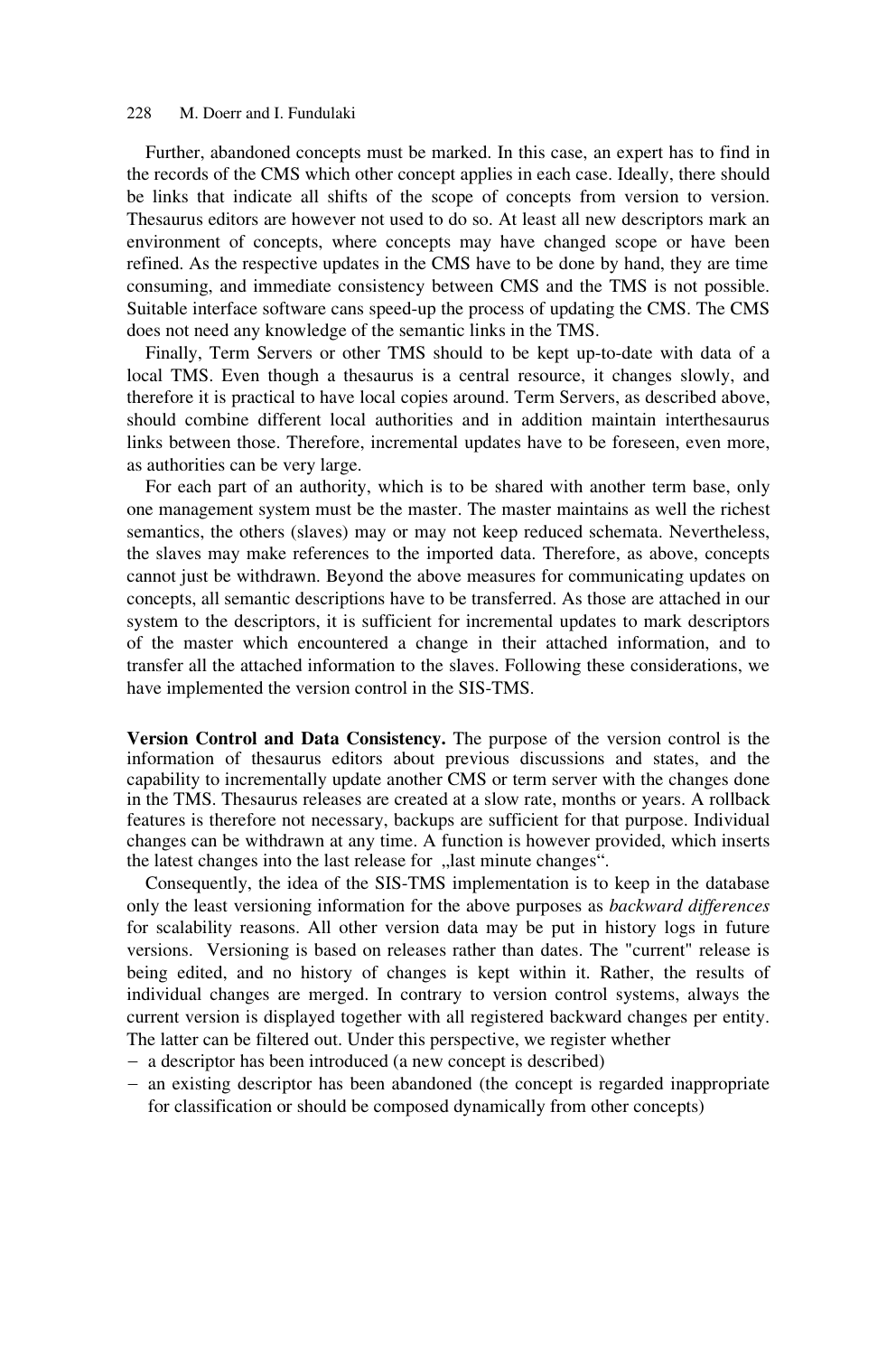Further, abandoned concepts must be marked. In this case, an expert has to find in the records of the CMS which other concept applies in each case. Ideally, there should be links that indicate all shifts of the scope of concepts from version to version. Thesaurus editors are however not used to do so. At least all new descriptors mark an environment of concepts, where concepts may have changed scope or have been refined. As the respective updates in the CMS have to be done by hand, they are time consuming, and immediate consistency between CMS and the TMS is not possible. Suitable interface software cans speed-up the process of updating the CMS. The CMS does not need any knowledge of the semantic links in the TMS.

Finally, Term Servers or other TMS should to be kept up-to-date with data of a local TMS. Even though a thesaurus is a central resource, it changes slowly, and therefore it is practical to have local copies around. Term Servers, as described above, should combine different local authorities and in addition maintain interthesaurus links between those. Therefore, incremental updates have to be foreseen, even more, as authorities can be very large.

For each part of an authority, which is to be shared with another term base, only one management system must be the master. The master maintains as well the richest semantics, the others (slaves) may or may not keep reduced schemata. Nevertheless, the slaves may make references to the imported data. Therefore, as above, concepts cannot just be withdrawn. Beyond the above measures for communicating updates on concepts, all semantic descriptions have to be transferred. As those are attached in our system to the descriptors, it is sufficient for incremental updates to mark descriptors of the master which encountered a change in their attached information, and to transfer all the attached information to the slaves. Following these considerations, we have implemented the version control in the SIS-TMS.

**Version Control and Data Consistency.** The purpose of the version control is the information of thesaurus editors about previous discussions and states, and the capability to incrementally update another CMS or term server with the changes done in the TMS. Thesaurus releases are created at a slow rate, months or years. A rollback features is therefore not necessary, backups are sufficient for that purpose. Individual changes can be withdrawn at any time. A function is however provided, which inserts the latest changes into the last release for „last minute changes".

Consequently, the idea of the SIS-TMS implementation is to keep in the database only the least versioning information for the above purposes as *backward differences* for scalability reasons. All other version data may be put in history logs in future versions. Versioning is based on releases rather than dates. The "current" release is being edited, and no history of changes is kept within it. Rather, the results of individual changes are merged. In contrary to version control systems, always the current version is displayed together with all registered backward changes per entity. The latter can be filtered out. Under this perspective, we register whether

- a descriptor has been introduced (a new concept is described)
- an existing descriptor has been abandoned (the concept is regarded inappropriate for classification or should be composed dynamically from other concepts)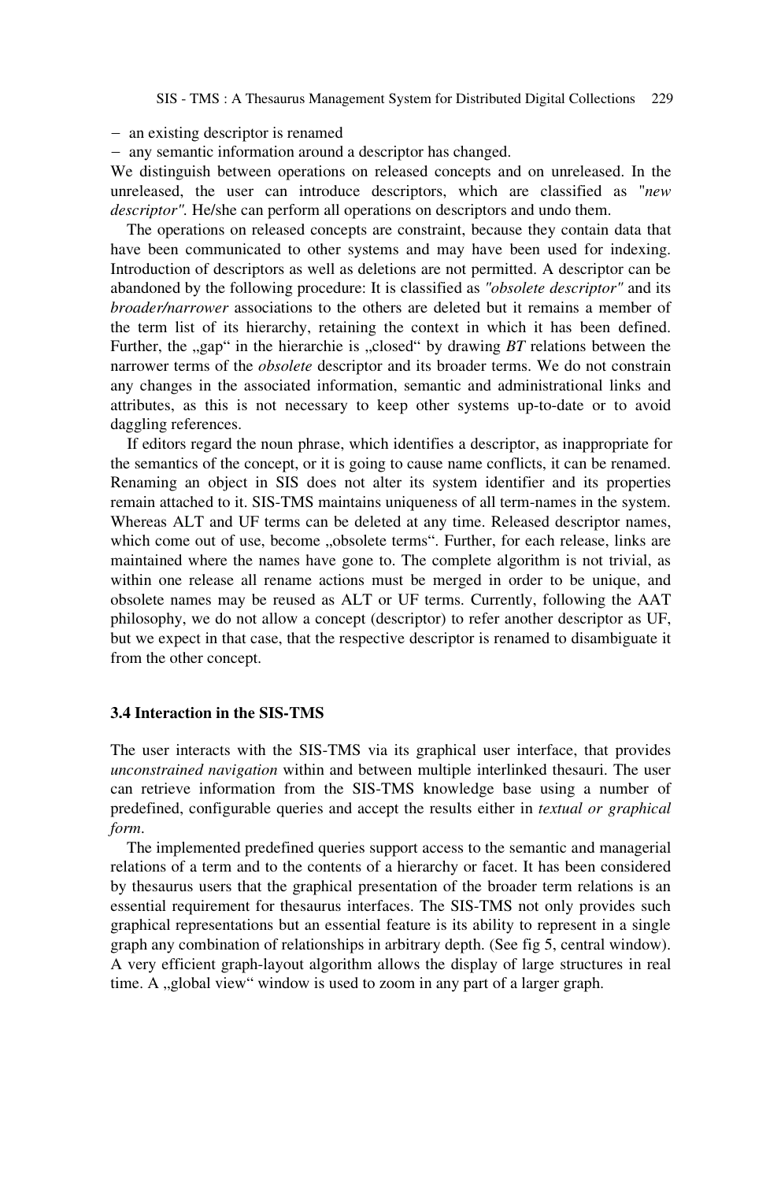- an existing descriptor is renamed
- any semantic information around a descriptor has changed.

We distinguish between operations on released concepts and on unreleased. In the unreleased, the user can introduce descriptors, which are classified as "*new descriptor"*. He/she can perform all operations on descriptors and undo them.

The operations on released concepts are constraint, because they contain data that have been communicated to other systems and may have been used for indexing. Introduction of descriptors as well as deletions are not permitted. A descriptor can be abandoned by the following procedure: It is classified as *"obsolete descriptor"* and its *broader/narrower* associations to the others are deleted but it remains a member of the term list of its hierarchy, retaining the context in which it has been defined. Further, the „gap" in the hierarchie is „closed" by drawing *BT* relations between the narrower terms of the *obsolete* descriptor and its broader terms. We do not constrain any changes in the associated information, semantic and administrational links and attributes, as this is not necessary to keep other systems up-to-date or to avoid daggling references.

If editors regard the noun phrase, which identifies a descriptor, as inappropriate for the semantics of the concept, or it is going to cause name conflicts, it can be renamed. Renaming an object in SIS does not alter its system identifier and its properties remain attached to it. SIS-TMS maintains uniqueness of all term-names in the system. Whereas ALT and UF terms can be deleted at any time. Released descriptor names, which come out of use, become „obsolete terms". Further, for each release, links are maintained where the names have gone to. The complete algorithm is not trivial, as within one release all rename actions must be merged in order to be unique, and obsolete names may be reused as ALT or UF terms. Currently, following the AAT philosophy, we do not allow a concept (descriptor) to refer another descriptor as UF, but we expect in that case, that the respective descriptor is renamed to disambiguate it from the other concept.

### 3.4 Interaction in the SIS-TMS

The user interacts with the SIS-TMS via its graphical user interface, that provides *unconstrained navigation* within and between multiple interlinked thesauri. The user can retrieve information from the SIS-TMS knowledge base using a number of predefined, configurable queries and accept the results either in *textual or graphical form*.

The implemented predefined queries support access to the semantic and managerial relations of a term and to the contents of a hierarchy or facet. It has been considered by thesaurus users that the graphical presentation of the broader term relations is an essential requirement for thesaurus interfaces. The SIS-TMS not only provides such graphical representations but an essential feature is its ability to represent in a single graph any combination of relationships in arbitrary depth. (See fig 5, central window). A very efficient graph-layout algorithm allows the display of large structures in real time. A „global view" window is used to zoom in any part of a larger graph.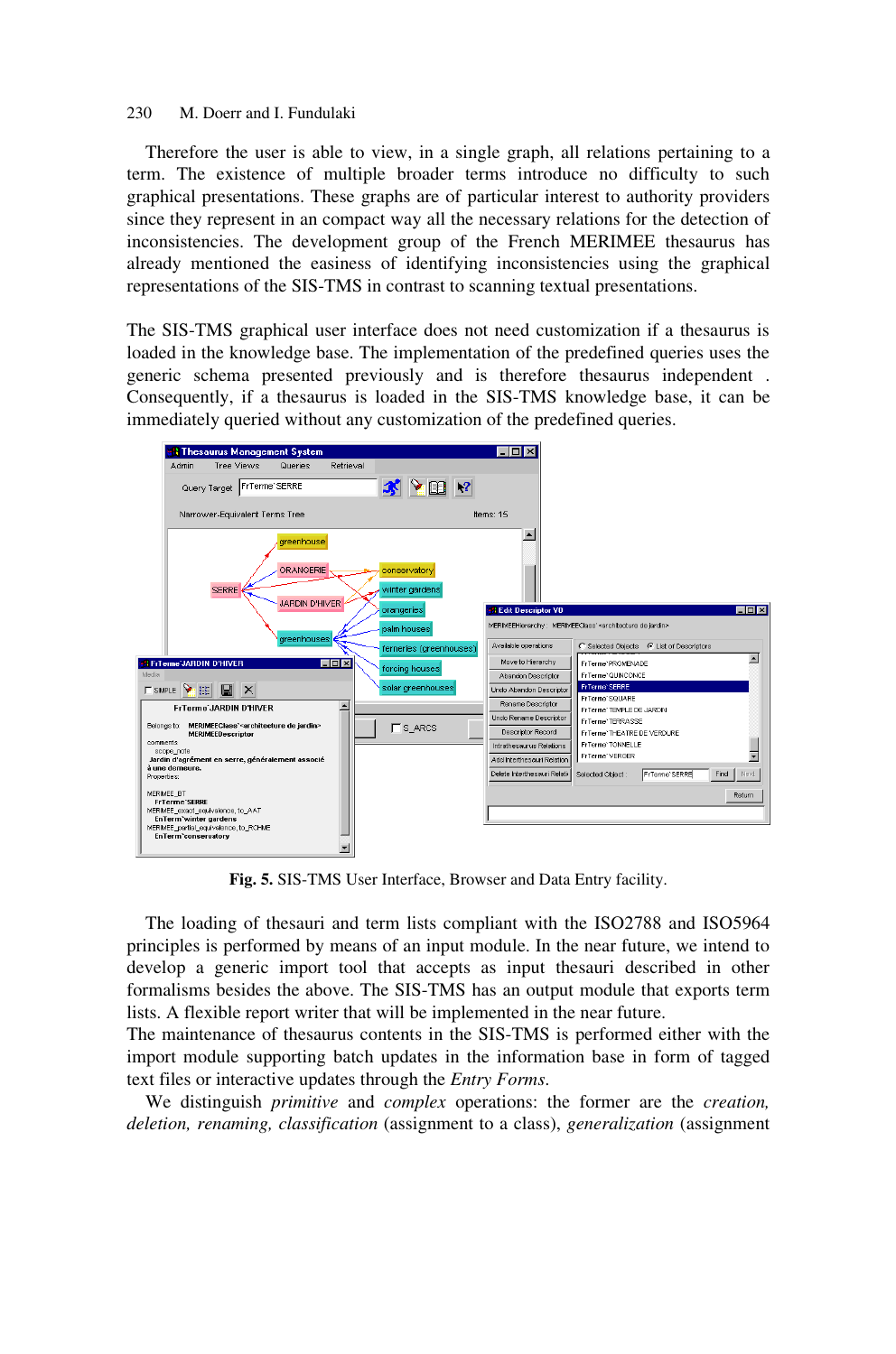Therefore the user is able to view, in a single graph, all relations pertaining to a term. The existence of multiple broader terms introduce no difficulty to such graphical presentations. These graphs are of particular interest to authority providers since they represent in an compact way all the necessary relations for the detection of inconsistencies. The development group of the French MERIMEE thesaurus has already mentioned the easiness of identifying inconsistencies using the graphical representations of the SIS-TMS in contrast to scanning textual presentations.

The SIS-TMS graphical user interface does not need customization if a thesaurus is loaded in the knowledge base. The implementation of the predefined queries uses the generic schema presented previously and is therefore thesaurus independent . Consequently, if a thesaurus is loaded in the SIS-TMS knowledge base, it can be immediately queried without any customization of the predefined queries.

**Fig. 5.** SIS-TMS User Interface, Browser and Data Entry facility.

The loading of thesauri and term lists compliant with the ISO2788 and ISO5964 principles is performed by means of an input module. In the near future, we intend to develop a generic import tool that accepts as input thesauri described in other formalisms besides the above. The SIS-TMS has an output module that exports term lists. A flexible report writer that will be implemented in the near future.
The maintenance of thesaurus contents in the SIS-TMS is performed either with the import module supporting batch updates in the information base in form of tagged text files or interactive updates through the *Entry Forms*.

We distinguish *primitive* and *complex* operations: the former are the *creation, deletion, renaming, classification* (assignment to a class), *generalization* (assignment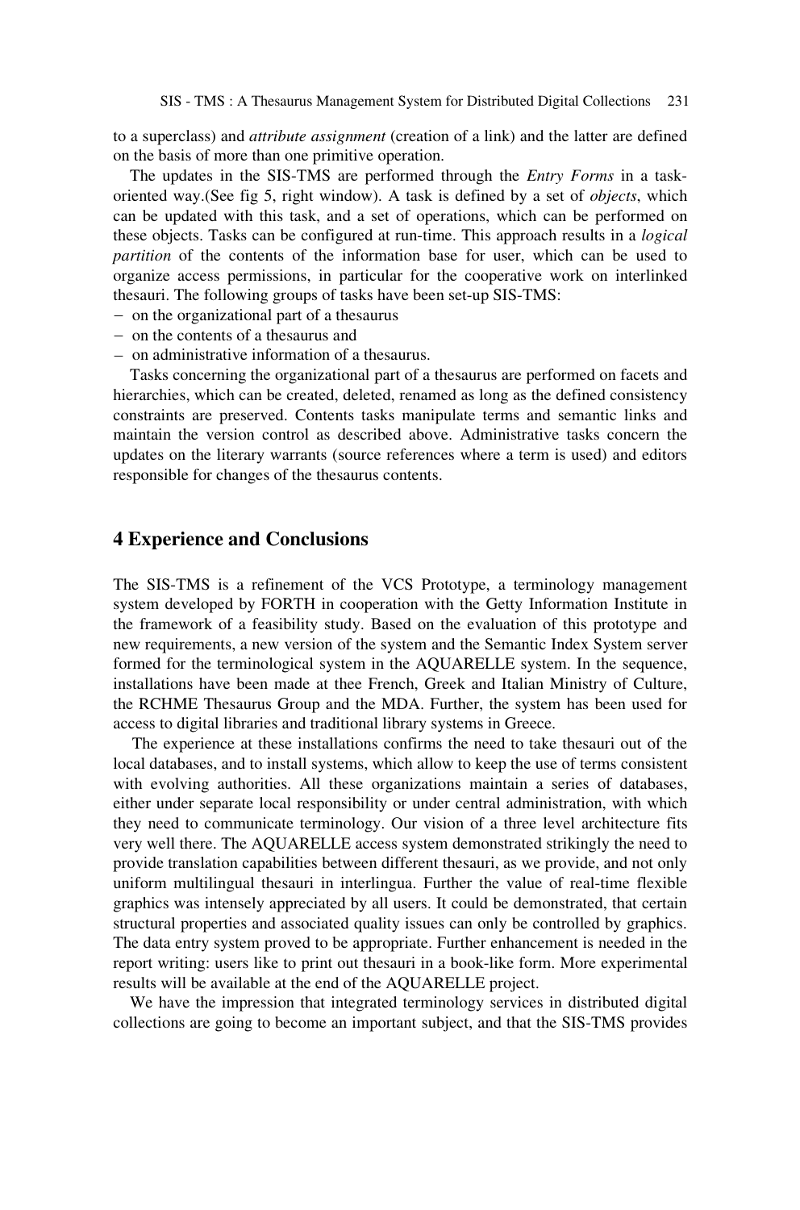to a superclass) and *attribute assignment* (creation of a link) and the latter are defined on the basis of more than one primitive operation.

The updates in the SIS-TMS are performed through the *Entry Forms* in a task-oriented way.(See fig 5, right window). A task is defined by a set of *objects*, which can be updated with this task, and a set of operations, which can be performed on these objects. Tasks can be configured at run-time. This approach results in a *logical partition* of the contents of the information base for user, which can be used to organize access permissions, in particular for the cooperative work on interlinked thesauri. The following groups of tasks have been set-up SIS-TMS:

- on the organizational part of a thesaurus
- on the contents of a thesaurus and
- on administrative information of a thesaurus.

Tasks concerning the organizational part of a thesaurus are performed on facets and hierarchies, which can be created, deleted, renamed as long as the defined consistency constraints are preserved. Contents tasks manipulate terms and semantic links and maintain the version control as described above. Administrative tasks concern the updates on the literary warrants (source references where a term is used) and editors responsible for changes of the thesaurus contents.

## 4 Experience and Conclusions

The SIS-TMS is a refinement of the VCS Prototype, a terminology management system developed by FORTH in cooperation with the Getty Information Institute in the framework of a feasibility study. Based on the evaluation of this prototype and new requirements, a new version of the system and the Semantic Index System server formed for the terminological system in the AQUARELLE system. In the sequence, installations have been made at thee French, Greek and Italian Ministry of Culture, the RCHME Thesaurus Group and the MDA. Further, the system has been used for access to digital libraries and traditional library systems in Greece.

The experience at these installations confirms the need to take thesauri out of the local databases, and to install systems, which allow to keep the use of terms consistent with evolving authorities. All these organizations maintain a series of databases, either under separate local responsibility or under central administration, with which they need to communicate terminology. Our vision of a three level architecture fits very well there. The AQUARELLE access system demonstrated strikingly the need to provide translation capabilities between different thesauri, as we provide, and not only uniform multilingual thesauri in interlingua. Further the value of real-time flexible graphics was intensely appreciated by all users. It could be demonstrated, that certain structural properties and associated quality issues can only be controlled by graphics. The data entry system proved to be appropriate. Further enhancement is needed in the report writing: users like to print out thesauri in a book-like form. More experimental results will be available at the end of the AQUARELLE project.

We have the impression that integrated terminology services in distributed digital collections are going to become an important subject, and that the SIS-TMS provides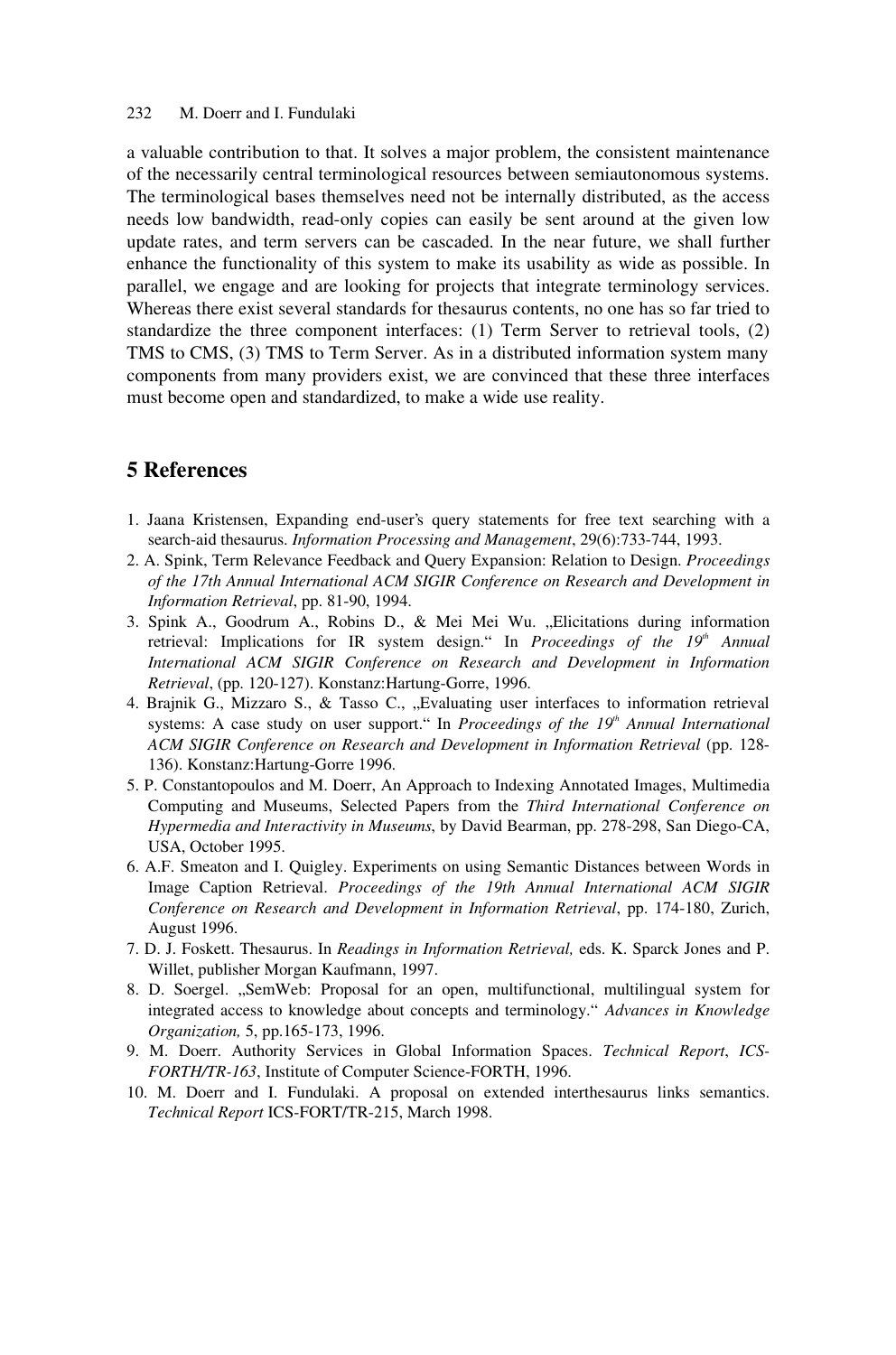a valuable contribution to that. It solves a major problem, the consistent maintenance of the necessarily central terminological resources between semiautonomous systems. The terminological bases themselves need not be internally distributed, as the access needs low bandwidth, read-only copies can easily be sent around at the given low update rates, and term servers can be cascaded. In the near future, we shall further enhance the functionality of this system to make its usability as wide as possible. In parallel, we engage and are looking for projects that integrate terminology services. Whereas there exist several standards for thesaurus contents, no one has so far tried to standardize the three component interfaces: (1) Term Server to retrieval tools, (2) TMS to CMS, (3) TMS to Term Server. As in a distributed information system many components from many providers exist, we are convinced that these three interfaces must become open and standardized, to make a wide use reality.

## 5 References

1. Jaana Kristensen, Expanding end-user's query statements for free text searching with a search-aid thesaurus. *Information Processing and Management*, 29(6):733-744, 1993.
2. A. Spink, Term Relevance Feedback and Query Expansion: Relation to Design. *Proceedings of the 17th Annual International ACM SIGIR Conference on Research and Development in Information Retrieval*, pp. 81-90, 1994.
3. Spink A., Goodrum A., Robins D., & Mei Mei Wu. „Elicitations during information retrieval: Implications for IR system design.“ In *Proceedings of the 19th Annual International ACM SIGIR Conference on Research and Development in Information Retrieval*, (pp. 120-127). Konstanz:Hartung-Gorre, 1996.
4. Brajnik G., Mizzaro S., & Tasso C., „Evaluating user interfaces to information retrieval systems: A case study on user support.“ In *Proceedings of the 19th Annual International ACM SIGIR Conference on Research and Development in Information Retrieval* (pp. 128-136). Konstanz:Hartung-Gorre 1996.
5. P. Constantopoulos and M. Doerr, An Approach to Indexing Annotated Images, Multimedia Computing and Museums, Selected Papers from the *Third International Conference on Hypermedia and Interactivity in Museums*, by David Bearman, pp. 278-298, San Diego-CA, USA, October 1995.
6. A.F. Smeaton and I. Quigley. Experiments on using Semantic Distances between Words in Image Caption Retrieval. *Proceedings of the 19th Annual International ACM SIGIR Conference on Research and Development in Information Retrieval*, pp. 174-180, Zurich, August 1996.
7. D. J. Foskett. Thesaurus. In *Readings in Information Retrieval,* eds. K. Sparck Jones and P. Willet, publisher Morgan Kaufmann, 1997.
8. D. Soergel. „SemWeb: Proposal for an open, multifunctional, multilingual system for integrated access to knowledge about concepts and terminology.“ *Advances in Knowledge Organization,* 5, pp.165-173, 1996.
9. M. Doerr. Authority Services in Global Information Spaces. *Technical Report*, *ICS-FORTH/TR-163*, Institute of Computer Science-FORTH, 1996.
10. M. Doerr and I. Fundulaki. A proposal on extended interthesaurus links semantics. *Technical Report* ICS-FORT/TR-215, March 1998.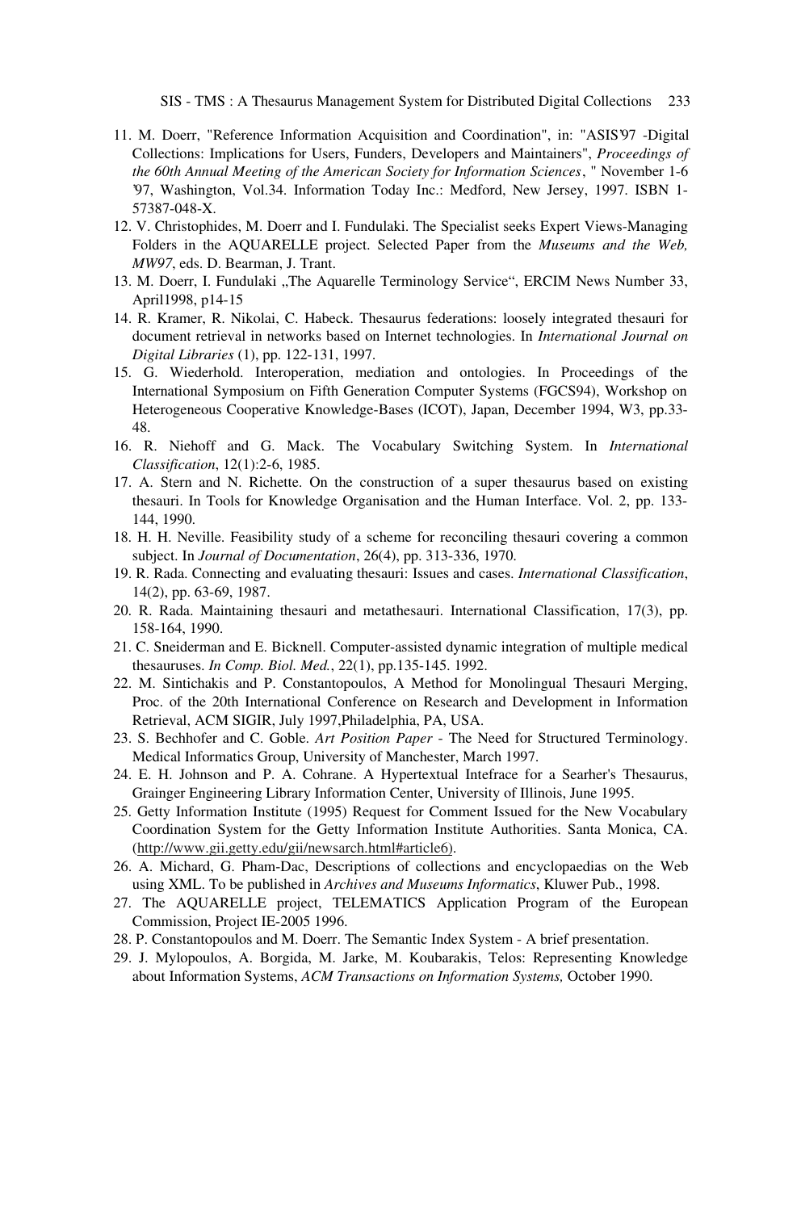11. M. Doerr, "Reference Information Acquisition and Coordination", in: "ASIS'97 -Digital Collections: Implications for Users, Funders, Developers and Maintainers", *Proceedings of the 60th Annual Meeting of the American Society for Information Sciences*, " November 1-6 '97, Washington, Vol.34. Information Today Inc.: Medford, New Jersey, 1997. ISBN 1-57387-048-X.
12. V. Christophides, M. Doerr and I. Fundulaki. The Specialist seeks Expert Views-Managing Folders in the AQUARELLE project. Selected Paper from the *Museums and the Web, MW97*, eds. D. Bearman, J. Trant.
13. M. Doerr, I. Fundulaki „The Aquarelle Terminology Service", ERCIM News Number 33, April1998, p14-15
14. R. Kramer, R. Nikolai, C. Habeck. Thesaurus federations: loosely integrated thesauri for document retrieval in networks based on Internet technologies. In *International Journal on Digital Libraries* (1), pp. 122-131, 1997.
15. G. Wiederhold. Interoperation, mediation and ontologies. In Proceedings of the International Symposium on Fifth Generation Computer Systems (FGCS94), Workshop on Heterogeneous Cooperative Knowledge-Bases (ICOT), Japan, December 1994, W3, pp.33-48.
16. R. Niehoff and G. Mack. The Vocabulary Switching System. In *International Classification*, 12(1):2-6, 1985.
17. A. Stern and N. Richette. On the construction of a super thesaurus based on existing thesauri. In Tools for Knowledge Organisation and the Human Interface. Vol. 2, pp. 133-144, 1990.
18. H. H. Neville. Feasibility study of a scheme for reconciling thesauri covering a common subject. In *Journal of Documentation*, 26(4), pp. 313-336, 1970.
19. R. Rada. Connecting and evaluating thesauri: Issues and cases. *International Classification*, 14(2), pp. 63-69, 1987.
20. R. Rada. Maintaining thesauri and metathesauri. International Classification, 17(3), pp. 158-164, 1990.
21. C. Sneiderman and E. Bicknell. Computer-assisted dynamic integration of multiple medical thesauruses. *In Comp. Biol. Med.*, 22(1), pp.135-145. 1992.
22. M. Sintichakis and P. Constantopoulos, A Method for Monolingual Thesauri Merging, Proc. of the 20th International Conference on Research and Development in Information Retrieval, ACM SIGIR, July 1997,Philadelphia, PA, USA.
23. S. Bechhofer and C. Goble. *Art Position Paper* - The Need for Structured Terminology. Medical Informatics Group, University of Manchester, March 1997.
24. E. H. Johnson and P. A. Cohrane. A Hypertextual Intefrace for a Searher's Thesaurus, Grainger Engineering Library Information Center, University of Illinois, June 1995.
25. Getty Information Institute (1995) Request for Comment Issued for the New Vocabulary Coordination System for the Getty Information Institute Authorities. Santa Monica, CA. (http://www.gii.getty.edu/gii/newsarch.html#article6).
26. A. Michard, G. Pham-Dac, Descriptions of collections and encyclopaedias on the Web using XML. To be published in *Archives and Museums Informatics*, Kluwer Pub., 1998.
27. The AQUARELLE project, TELEMATICS Application Program of the European Commission, Project IE-2005 1996.
28. P. Constantopoulos and M. Doerr. The Semantic Index System - A brief presentation.
29. J. Mylopoulos, A. Borgida, M. Jarke, M. Koubarakis, Telos: Representing Knowledge about Information Systems, *ACM Transactions on Information Systems,* October 1990.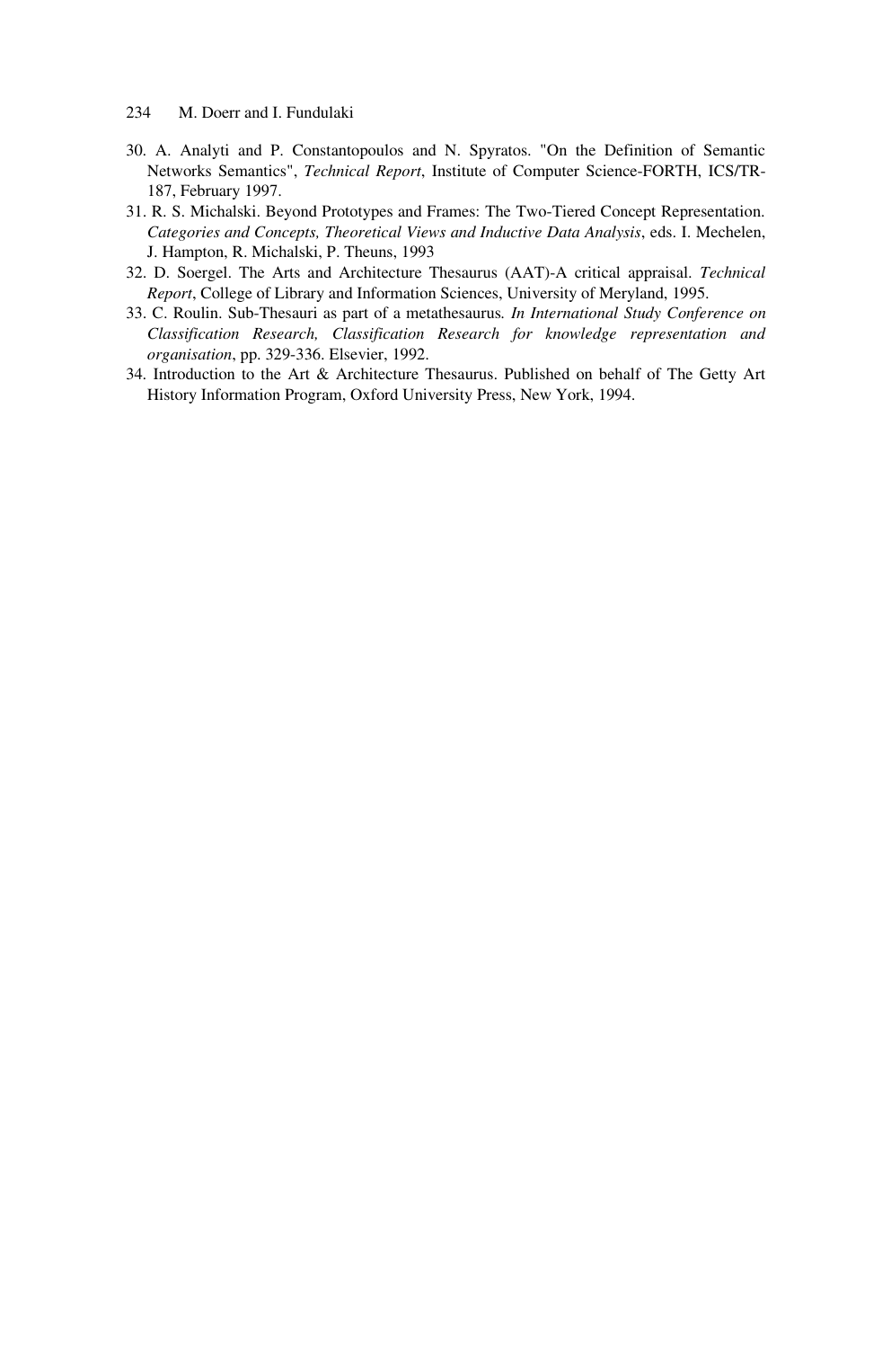30. A. Analyti and P. Constantopoulos and N. Spyratos. "On the Definition of Semantic Networks Semantics", *Technical Report*, Institute of Computer Science-FORTH, ICS/TR-187, February 1997.
31. R. S. Michalski. Beyond Prototypes and Frames: The Two-Tiered Concept Representation. *Categories and Concepts, Theoretical Views and Inductive Data Analysis*, eds. I. Mechelen, J. Hampton, R. Michalski, P. Theuns, 1993
32. D. Soergel. The Arts and Architecture Thesaurus (AAT)-A critical appraisal. *Technical Report*, College of Library and Information Sciences, University of Meryland, 1995.
33. C. Roulin. Sub-Thesauri as part of a metathesaurus*. In International Study Conference on Classification Research, Classification Research for knowledge representation and organisation*, pp. 329-336. Elsevier, 1992.
34. Introduction to the Art & Architecture Thesaurus. Published on behalf of The Getty Art History Information Program, Oxford University Press, New York, 1994.